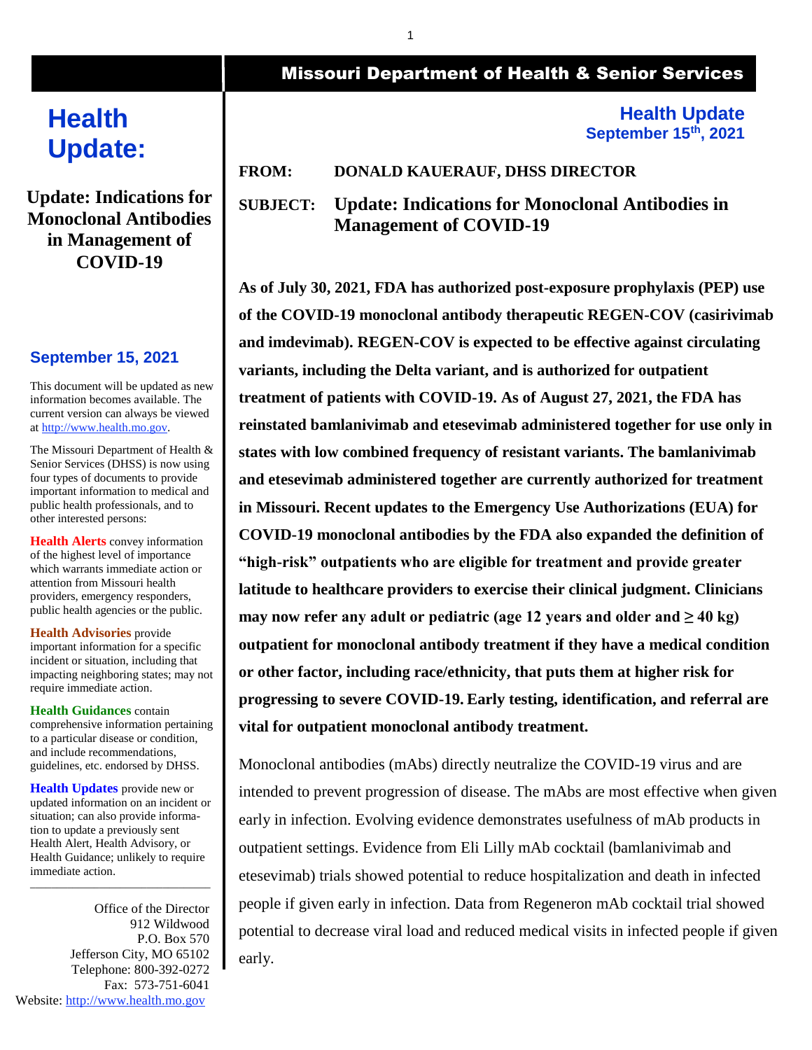# Missouri Department of Health & Senior Services

# Health Update:

## Update: Indications for Monoclonal Antibodies in Management of COVID-19

**September 15, 2021**

This document will be updated as new information becomes available. The current version can always be viewed at http://www.health.mo.gov.

The Missouri Department of Health & Senior Services (DHSS) is now using four types of documents to provide important information to medical and public health professionals, and to other interested persons:

**Health Alerts** convey information of the highest level of importance which warrants immediate action or attention from Missouri health providers, emergency responders, public health agencies or the public.

**Health Advisories** provide important information for a specific incident or situation, including that impacting neighboring states; may not require immediate action.

**Health Guidances** contain comprehensive information pertaining to a particular disease or condition, and include recommendations, guidelines, etc. endorsed by DHSS.

**Health Updates** provide new or updated information on an incident or situation; can also provide information to update a previously sent Health Alert, Health Advisory, or Health Guidance; unlikely to require immediate action.

Office of the Director
912 Wildwood
P.O. Box 570
Jefferson City, MO 65102
Telephone: 800-392-0272
Fax: 573-751-6041
Website: http://www.health.mo.gov

---

**Health Update**
**September 15th, 2021**

**FROM:** DONALD KAUERAUF, DHSS DIRECTOR

**SUBJECT:** Update: Indications for Monoclonal Antibodies in Management of COVID-19

**As of July 30, 2021, FDA has authorized post-exposure prophylaxis (PEP) use of the COVID-19 monoclonal antibody therapeutic REGEN-COV (casirivimab and imdevimab). REGEN-COV is expected to be effective against circulating variants, including the Delta variant, and is authorized for outpatient treatment of patients with COVID-19. As of August 27, 2021, the FDA has reinstated bamlanivimab and etesevimab administered together for use only in states with low combined frequency of resistant variants. The bamlanivimab and etesevimab administered together are currently authorized for treatment in Missouri. Recent updates to the Emergency Use Authorizations (EUA) for COVID-19 monoclonal antibodies by the FDA also expanded the definition of "high-risk" outpatients who are eligible for treatment and provide greater latitude to healthcare providers to exercise their clinical judgment. Clinicians may now refer any adult or pediatric (age 12 years and older and ≥ 40 kg) outpatient for monoclonal antibody treatment if they have a medical condition or other factor, including race/ethnicity, that puts them at higher risk for progressing to severe COVID-19. Early testing, identification, and referral are vital for outpatient monoclonal antibody treatment.**

Monoclonal antibodies (mAbs) directly neutralize the COVID-19 virus and are intended to prevent progression of disease. The mAbs are most effective when given early in infection. Evolving evidence demonstrates usefulness of mAb products in outpatient settings. Evidence from Eli Lilly mAb cocktail (bamlanivimab and etesevimab) trials showed potential to reduce hospitalization and death in infected people if given early in infection. Data from Regeneron mAb cocktail trial showed potential to decrease viral load and reduced medical visits in infected people if given early.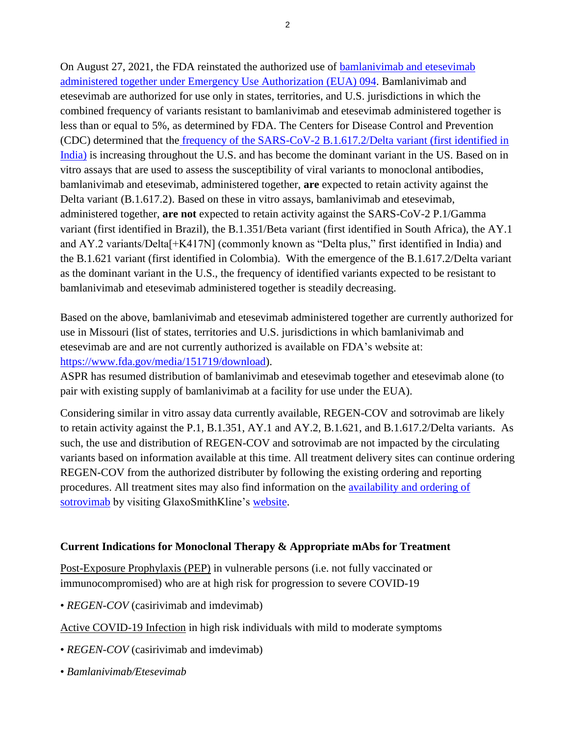On August 27, 2021, the FDA reinstated the authorized use of [bamlanivimab and etesevimab administered together under Emergency Use Authorization (EUA) 094](). Bamlanivimab and etesevimab are authorized for use only in states, territories, and U.S. jurisdictions in which the combined frequency of variants resistant to bamlanivimab and etesevimab administered together is less than or equal to 5%, as determined by FDA. The Centers for Disease Control and Prevention (CDC) determined that the [frequency of the SARS-CoV-2 B.1.617.2/Delta variant (first identified in India)]() is increasing throughout the U.S. and has become the dominant variant in the US. Based on in vitro assays that are used to assess the susceptibility of viral variants to monoclonal antibodies, bamlanivimab and etesevimab, administered together, **are** expected to retain activity against the Delta variant (B.1.617.2). Based on these in vitro assays, bamlanivimab and etesevimab, administered together, **are not** expected to retain activity against the SARS-CoV-2 P.1/Gamma variant (first identified in Brazil), the B.1.351/Beta variant (first identified in South Africa), the AY.1 and AY.2 variants/Delta[+K417N] (commonly known as "Delta plus," first identified in India) and the B.1.621 variant (first identified in Colombia). With the emergence of the B.1.617.2/Delta variant as the dominant variant in the U.S., the frequency of identified variants expected to be resistant to bamlanivimab and etesevimab administered together is steadily decreasing.

Based on the above, bamlanivimab and etesevimab administered together are currently authorized for use in Missouri (list of states, territories and U.S. jurisdictions in which bamlanivimab and etesevimab are and are not currently authorized is available on FDA's website at: [https://www.fda.gov/media/151719/download](https://www.fda.gov/media/151719/download)).
ASPR has resumed distribution of bamlanivimab and etesevimab together and etesevimab alone (to pair with existing supply of bamlanivimab at a facility for use under the EUA).

Considering similar in vitro assay data currently available, REGEN-COV and sotrovimab are likely to retain activity against the P.1, B.1.351, AY.1 and AY.2, B.1.621, and B.1.617.2/Delta variants. As such, the use and distribution of REGEN-COV and sotrovimab are not impacted by the circulating variants based on information available at this time. All treatment delivery sites can continue ordering REGEN-COV from the authorized distributer by following the existing ordering and reporting procedures. All treatment sites may also find information on the [availability and ordering of sotrovimab]() by visiting GlaxoSmithKline's [website]().

**Current Indications for Monoclonal Therapy & Appropriate mAbs for Treatment**

<u>Post-Exposure Prophylaxis (PEP)</u> in vulnerable persons (i.e. not fully vaccinated or immunocompromised) who are at high risk for progression to severe COVID-19

- *REGEN-COV* (casirivimab and imdevimab)

<u>Active COVID-19 Infection</u> in high risk individuals with mild to moderate symptoms

- *REGEN-COV* (casirivimab and imdevimab)
- *Bamlanivimab/Etesevimab*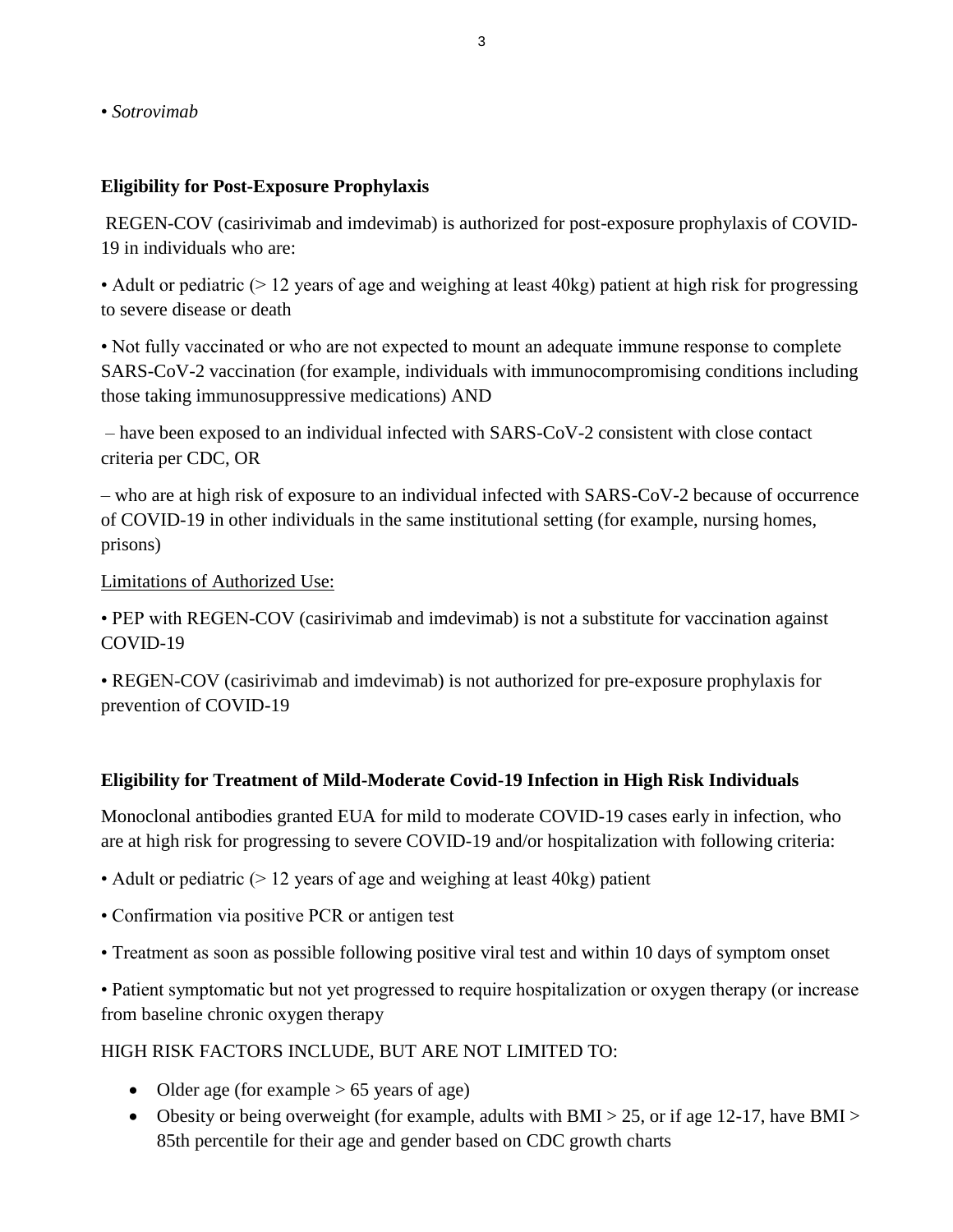- *Sotrovimab*

**Eligibility for Post-Exposure Prophylaxis**

REGEN-COV (casirivimab and imdevimab) is authorized for post-exposure prophylaxis of COVID-19 in individuals who are:

- Adult or pediatric (> 12 years of age and weighing at least 40kg) patient at high risk for progressing to severe disease or death
- Not fully vaccinated or who are not expected to mount an adequate immune response to complete SARS-CoV-2 vaccination (for example, individuals with immunocompromising conditions including those taking immunosuppressive medications) AND
  - – have been exposed to an individual infected with SARS-CoV-2 consistent with close contact criteria per CDC, OR
  - – who are at high risk of exposure to an individual infected with SARS-CoV-2 because of occurrence of COVID-19 in other individuals in the same institutional setting (for example, nursing homes, prisons)

<u>Limitations of Authorized Use:</u>

- PEP with REGEN-COV (casirivimab and imdevimab) is not a substitute for vaccination against COVID-19
- REGEN-COV (casirivimab and imdevimab) is not authorized for pre-exposure prophylaxis for prevention of COVID-19

**Eligibility for Treatment of Mild-Moderate Covid-19 Infection in High Risk Individuals**

Monoclonal antibodies granted EUA for mild to moderate COVID-19 cases early in infection, who are at high risk for progressing to severe COVID-19 and/or hospitalization with following criteria:

- Adult or pediatric (> 12 years of age and weighing at least 40kg) patient
- Confirmation via positive PCR or antigen test
- Treatment as soon as possible following positive viral test and within 10 days of symptom onset
- Patient symptomatic but not yet progressed to require hospitalization or oxygen therapy (or increase from baseline chronic oxygen therapy

HIGH RISK FACTORS INCLUDE, BUT ARE NOT LIMITED TO:

- Older age (for example > 65 years of age)
- Obesity or being overweight (for example, adults with BMI > 25, or if age 12-17, have BMI > 85th percentile for their age and gender based on CDC growth charts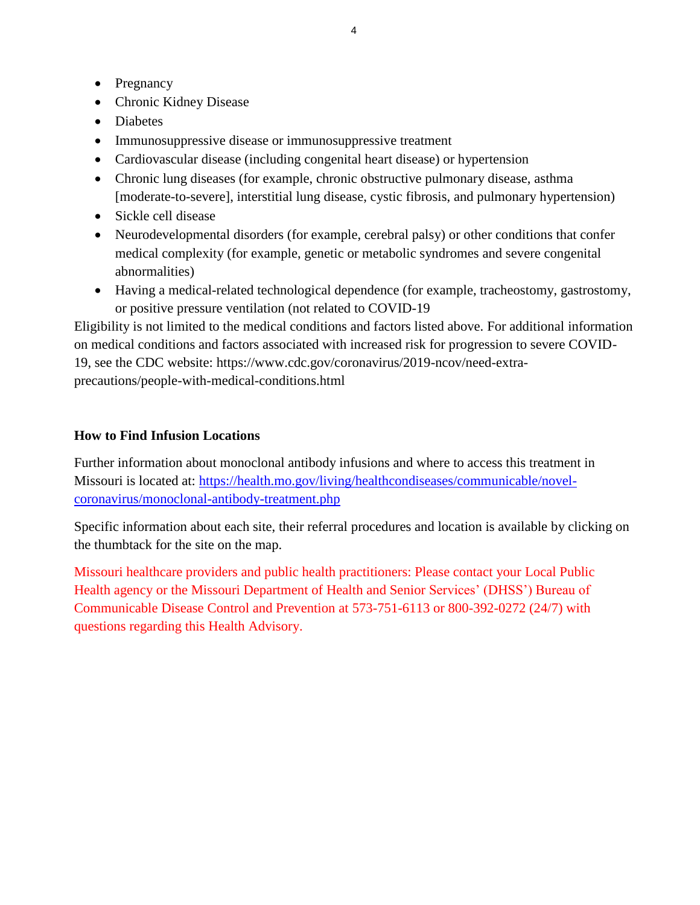- Pregnancy
- Chronic Kidney Disease
- Diabetes
- Immunosuppressive disease or immunosuppressive treatment
- Cardiovascular disease (including congenital heart disease) or hypertension
- Chronic lung diseases (for example, chronic obstructive pulmonary disease, asthma [moderate-to-severe], interstitial lung disease, cystic fibrosis, and pulmonary hypertension)
- Sickle cell disease
- Neurodevelopmental disorders (for example, cerebral palsy) or other conditions that confer medical complexity (for example, genetic or metabolic syndromes and severe congenital abnormalities)
- Having a medical-related technological dependence (for example, tracheostomy, gastrostomy, or positive pressure ventilation (not related to COVID-19

Eligibility is not limited to the medical conditions and factors listed above. For additional information on medical conditions and factors associated with increased risk for progression to severe COVID-19, see the CDC website: https://www.cdc.gov/coronavirus/2019-ncov/need-extra-precautions/people-with-medical-conditions.html

**How to Find Infusion Locations**

Further information about monoclonal antibody infusions and where to access this treatment in Missouri is located at: [https://health.mo.gov/living/healthcondiseases/communicable/novel-coronavirus/monoclonal-antibody-treatment.php](https://health.mo.gov/living/healthcondiseases/communicable/novel-coronavirus/monoclonal-antibody-treatment.php)

Specific information about each site, their referral procedures and location is available by clicking on the thumbtack for the site on the map.

Missouri healthcare providers and public health practitioners: Please contact your Local Public Health agency or the Missouri Department of Health and Senior Services' (DHSS') Bureau of Communicable Disease Control and Prevention at 573-751-6113 or 800-392-0272 (24/7) with questions regarding this Health Advisory.